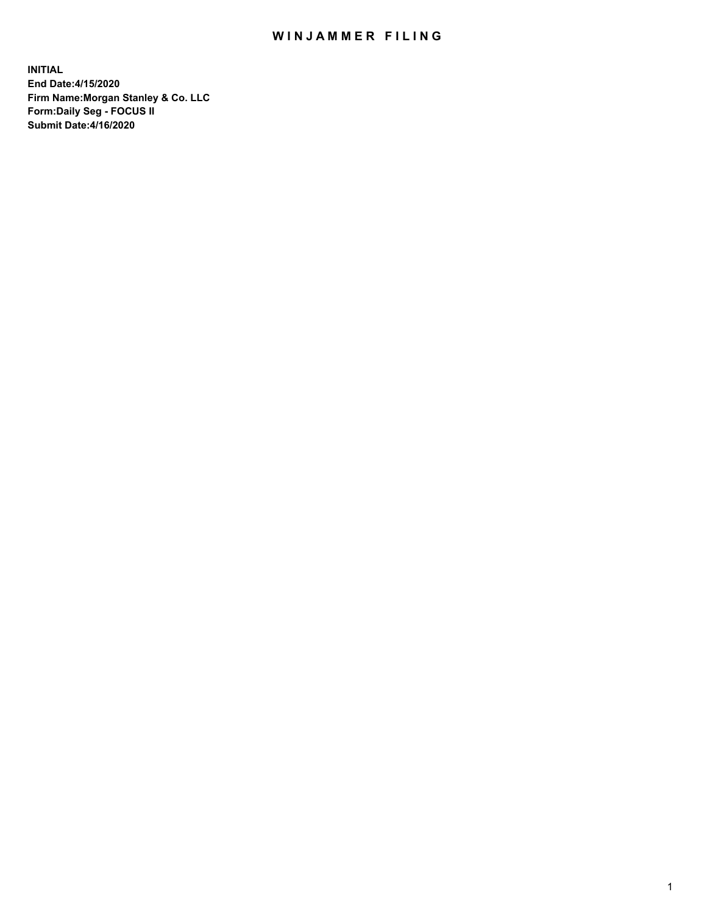# WINJAMMER FILING

**INITIAL**
**End Date:4/15/2020**
**Firm Name:Morgan Stanley & Co. LLC**
**Form:Daily Seg - FOCUS II**
**Submit Date:4/16/2020**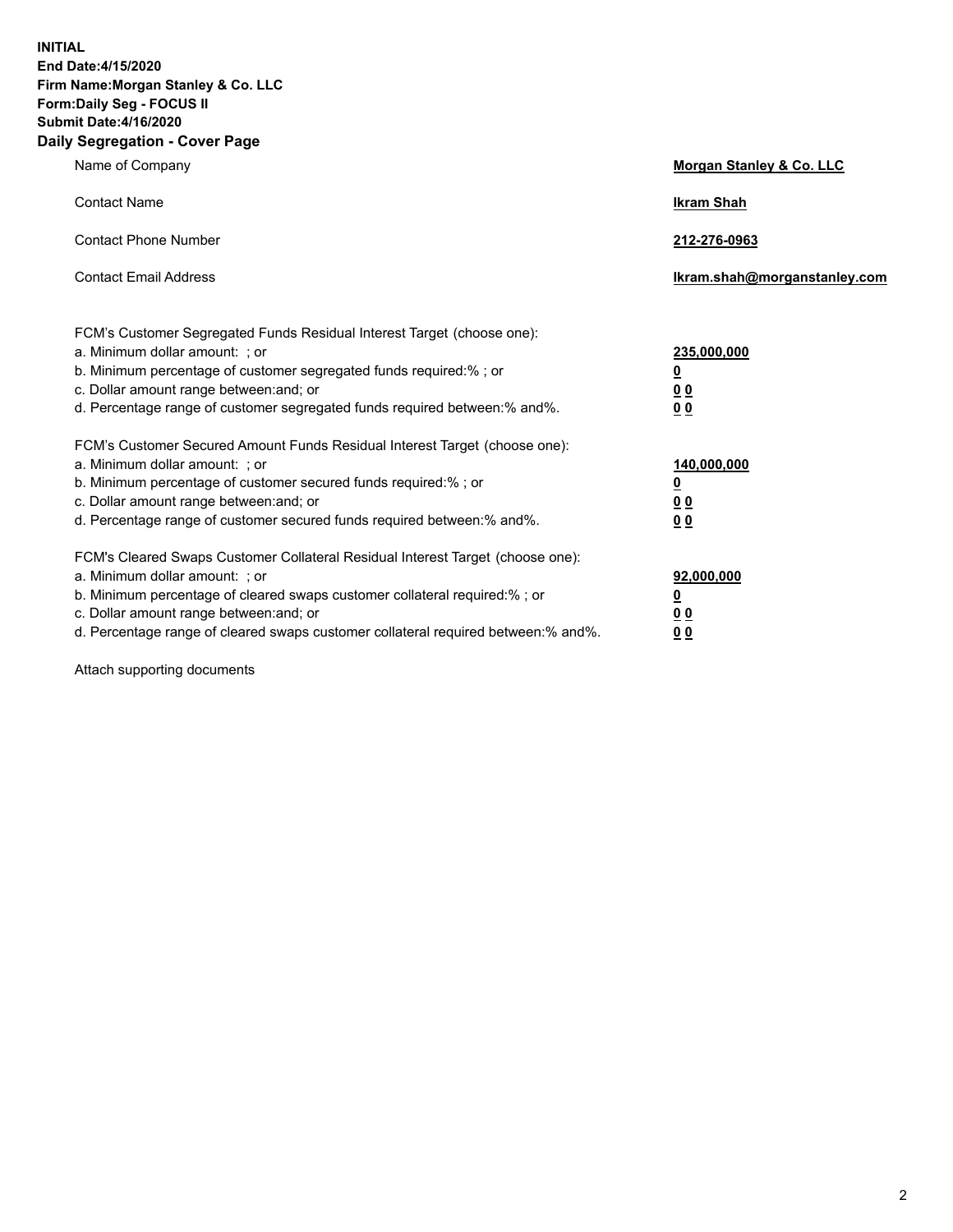**INITIAL**
**End Date:4/15/2020**
**Firm Name:Morgan Stanley & Co. LLC**
**Form:Daily Seg - FOCUS II**
**Submit Date:4/16/2020**

## Daily Segregation - Cover Page

| | |
|---|---|
| Name of Company | **Morgan Stanley & Co. LLC** |
| Contact Name | **Ikram Shah** |
| Contact Phone Number | **212-276-0963** |
| Contact Email Address | **Ikram.shah@morganstanley.com** |

FCM's Customer Segregated Funds Residual Interest Target (choose one):

| | |
|---|---|
| a. Minimum dollar amount: ; or | **235,000,000** |
| b. Minimum percentage of customer segregated funds required:% ; or | **0** |
| c. Dollar amount range between:and; or | **0 0** |
| d. Percentage range of customer segregated funds required between:% and%. | **0 0** |

FCM's Customer Secured Amount Funds Residual Interest Target (choose one):

| | |
|---|---|
| a. Minimum dollar amount: ; or | **140,000,000** |
| b. Minimum percentage of customer secured funds required:% ; or | **0** |
| c. Dollar amount range between:and; or | **0 0** |
| d. Percentage range of customer secured funds required between:% and%. | **0 0** |

FCM's Cleared Swaps Customer Collateral Residual Interest Target (choose one):

| | |
|---|---|
| a. Minimum dollar amount: ; or | **92,000,000** |
| b. Minimum percentage of cleared swaps customer collateral required:% ; or | **0** |
| c. Dollar amount range between:and; or | **0 0** |
| d. Percentage range of cleared swaps customer collateral required between:% and%. | **0 0** |

Attach supporting documents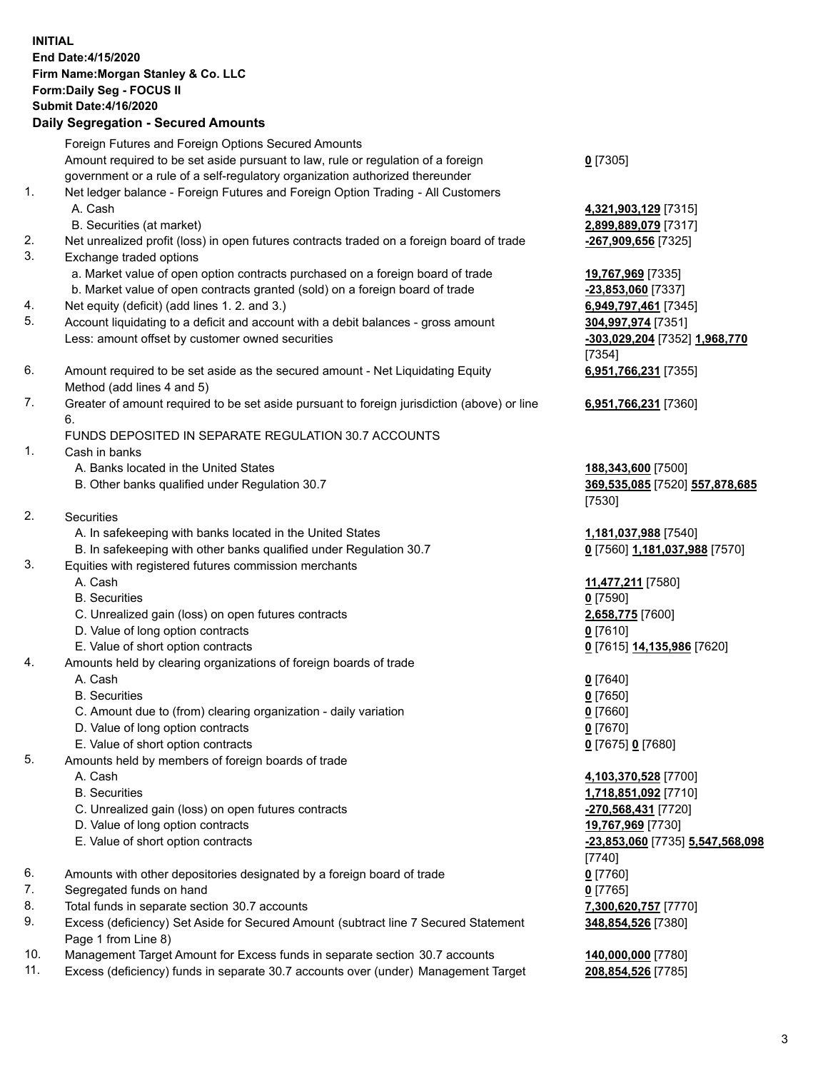**INITIAL**
**End Date:4/15/2020**
**Firm Name:Morgan Stanley & Co. LLC**
**Form:Daily Seg - FOCUS II**
**Submit Date:4/16/2020**

## Daily Segregation - Secured Amounts

| | | |
|---|---|---|
| | Foreign Futures and Foreign Options Secured Amounts | |
| | Amount required to be set aside pursuant to law, rule or regulation of a foreign government or a rule of a self-regulatory organization authorized thereunder | **0** [7305] |
| 1. | Net ledger balance - Foreign Futures and Foreign Option Trading - All Customers | |
| | A. Cash | **4,321,903,129** [7315] |
| | B. Securities (at market) | **2,899,889,079** [7317] |
| 2. | Net unrealized profit (loss) in open futures contracts traded on a foreign board of trade | **-267,909,656** [7325] |
| 3. | Exchange traded options | |
| | a. Market value of open option contracts purchased on a foreign board of trade | **19,767,969** [7335] |
| | b. Market value of open contracts granted (sold) on a foreign board of trade | **-23,853,060** [7337] |
| 4. | Net equity (deficit) (add lines 1. 2. and 3.) | **6,949,797,461** [7345] |
| 5. | Account liquidating to a deficit and account with a debit balances - gross amount | **304,997,974** [7351] |
| | Less: amount offset by customer owned securities | **-303,029,204** [7352] **1,968,770** [7354] |
| 6. | Amount required to be set aside as the secured amount - Net Liquidating Equity Method (add lines 4 and 5) | **6,951,766,231** [7355] |
| 7. | Greater of amount required to be set aside pursuant to foreign jurisdiction (above) or line 6. | **6,951,766,231** [7360] |
| | FUNDS DEPOSITED IN SEPARATE REGULATION 30.7 ACCOUNTS | |
| 1. | Cash in banks | |
| | A. Banks located in the United States | **188,343,600** [7500] |
| | B. Other banks qualified under Regulation 30.7 | **369,535,085** [7520] **557,878,685** [7530] |
| 2. | Securities | |
| | A. In safekeeping with banks located in the United States | **1,181,037,988** [7540] |
| | B. In safekeeping with other banks qualified under Regulation 30.7 | **0** [7560] **1,181,037,988** [7570] |
| 3. | Equities with registered futures commission merchants | |
| | A. Cash | **11,477,211** [7580] |
| | B. Securities | **0** [7590] |
| | C. Unrealized gain (loss) on open futures contracts | **2,658,775** [7600] |
| | D. Value of long option contracts | **0** [7610] |
| | E. Value of short option contracts | **0** [7615] **14,135,986** [7620] |
| 4. | Amounts held by clearing organizations of foreign boards of trade | |
| | A. Cash | **0** [7640] |
| | B. Securities | **0** [7650] |
| | C. Amount due to (from) clearing organization - daily variation | **0** [7660] |
| | D. Value of long option contracts | **0** [7670] |
| | E. Value of short option contracts | **0** [7675] **0** [7680] |
| 5. | Amounts held by members of foreign boards of trade | |
| | A. Cash | **4,103,370,528** [7700] |
| | B. Securities | **1,718,851,092** [7710] |
| | C. Unrealized gain (loss) on open futures contracts | **-270,568,431** [7720] |
| | D. Value of long option contracts | **19,767,969** [7730] |
| | E. Value of short option contracts | **-23,853,060** [7735] **5,547,568,098** [7740] |
| 6. | Amounts with other depositories designated by a foreign board of trade | **0** [7760] |
| 7. | Segregated funds on hand | **0** [7765] |
| 8. | Total funds in separate section 30.7 accounts | **7,300,620,757** [7770] |
| 9. | Excess (deficiency) Set Aside for Secured Amount (subtract line 7 Secured Statement Page 1 from Line 8) | **348,854,526** [7380] |
| 10. | Management Target Amount for Excess funds in separate section 30.7 accounts | **140,000,000** [7780] |
| 11. | Excess (deficiency) funds in separate 30.7 accounts over (under) Management Target | **208,854,526** [7785] |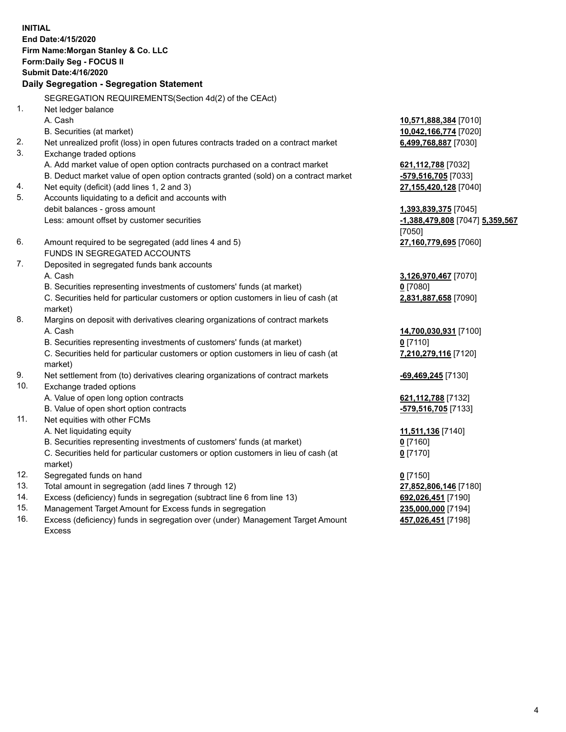**INITIAL**
**End Date:4/15/2020**
**Firm Name:Morgan Stanley & Co. LLC**
**Form:Daily Seg - FOCUS II**
**Submit Date:4/16/2020**

**Daily Segregation - Segregation Statement**

SEGREGATION REQUIREMENTS(Section 4d(2) of the CEAct)

| | | |
|---|---|---|
| 1. | Net ledger balance | |
| | A. Cash | **10,571,888,384** [7010] |
| | B. Securities (at market) | **10,042,166,774** [7020] |
| 2. | Net unrealized profit (loss) in open futures contracts traded on a contract market | **6,499,768,887** [7030] |
| 3. | Exchange traded options | |
| | A. Add market value of open option contracts purchased on a contract market | **621,112,788** [7032] |
| | B. Deduct market value of open option contracts granted (sold) on a contract market | **-579,516,705** [7033] |
| 4. | Net equity (deficit) (add lines 1, 2 and 3) | **27,155,420,128** [7040] |
| 5. | Accounts liquidating to a deficit and accounts with debit balances - gross amount | **1,393,839,375** [7045] |
| | Less: amount offset by customer securities | **-1,388,479,808** [7047] **5,359,567** [7050] |
| 6. | Amount required to be segregated (add lines 4 and 5) | **27,160,779,695** [7060] |
| | FUNDS IN SEGREGATED ACCOUNTS | |
| 7. | Deposited in segregated funds bank accounts | |
| | A. Cash | **3,126,970,467** [7070] |
| | B. Securities representing investments of customers' funds (at market) | **0** [7080] |
| | C. Securities held for particular customers or option customers in lieu of cash (at market) | **2,831,887,658** [7090] |
| 8. | Margins on deposit with derivatives clearing organizations of contract markets | |
| | A. Cash | **14,700,030,931** [7100] |
| | B. Securities representing investments of customers' funds (at market) | **0** [7110] |
| | C. Securities held for particular customers or option customers in lieu of cash (at market) | **7,210,279,116** [7120] |
| 9. | Net settlement from (to) derivatives clearing organizations of contract markets | **-69,469,245** [7130] |
| 10. | Exchange traded options | |
| | A. Value of open long option contracts | **621,112,788** [7132] |
| | B. Value of open short option contracts | **-579,516,705** [7133] |
| 11. | Net equities with other FCMs | |
| | A. Net liquidating equity | **11,511,136** [7140] |
| | B. Securities representing investments of customers' funds (at market) | **0** [7160] |
| | C. Securities held for particular customers or option customers in lieu of cash (at market) | **0** [7170] |
| 12. | Segregated funds on hand | **0** [7150] |
| 13. | Total amount in segregation (add lines 7 through 12) | **27,852,806,146** [7180] |
| 14. | Excess (deficiency) funds in segregation (subtract line 6 from line 13) | **692,026,451** [7190] |
| 15. | Management Target Amount for Excess funds in segregation | **235,000,000** [7194] |
| 16. | Excess (deficiency) funds in segregation over (under) Management Target Amount Excess | **457,026,451** [7198] |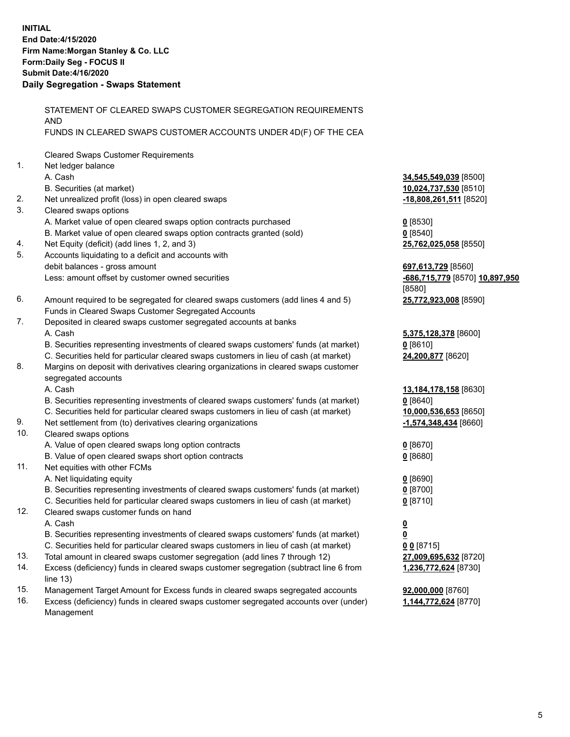**INITIAL**
**End Date:4/15/2020**
**Firm Name:Morgan Stanley & Co. LLC**
**Form:Daily Seg - FOCUS II**
**Submit Date:4/16/2020**
**Daily Segregation - Swaps Statement**

STATEMENT OF CLEARED SWAPS CUSTOMER SEGREGATION REQUIREMENTS AND
FUNDS IN CLEARED SWAPS CUSTOMER ACCOUNTS UNDER 4D(F) OF THE CEA

Cleared Swaps Customer Requirements

| | | |
|---|---|---|
| 1. | Net ledger balance | |
| | A. Cash | **34,545,549,039** [8500] |
| | B. Securities (at market) | **10,024,737,530** [8510] |
| 2. | Net unrealized profit (loss) in open cleared swaps | **-18,808,261,511** [8520] |
| 3. | Cleared swaps options | |
| | A. Market value of open cleared swaps option contracts purchased | **0** [8530] |
| | B. Market value of open cleared swaps option contracts granted (sold) | **0** [8540] |
| 4. | Net Equity (deficit) (add lines 1, 2, and 3) | **25,762,025,058** [8550] |
| 5. | Accounts liquidating to a deficit and accounts with debit balances - gross amount | **697,613,729** [8560] |
| | Less: amount offset by customer owned securities | **-686,715,779** [8570] **10,897,950** [8580] |
| 6. | Amount required to be segregated for cleared swaps customers (add lines 4 and 5) | **25,772,923,008** [8590] |
| | Funds in Cleared Swaps Customer Segregated Accounts | |
| 7. | Deposited in cleared swaps customer segregated accounts at banks | |
| | A. Cash | **5,375,128,378** [8600] |
| | B. Securities representing investments of cleared swaps customers' funds (at market) | **0** [8610] |
| | C. Securities held for particular cleared swaps customers in lieu of cash (at market) | **24,200,877** [8620] |
| 8. | Margins on deposit with derivatives clearing organizations in cleared swaps customer segregated accounts | |
| | A. Cash | **13,184,178,158** [8630] |
| | B. Securities representing investments of cleared swaps customers' funds (at market) | **0** [8640] |
| | C. Securities held for particular cleared swaps customers in lieu of cash (at market) | **10,000,536,653** [8650] |
| 9. | Net settlement from (to) derivatives clearing organizations | **-1,574,348,434** [8660] |
| 10. | Cleared swaps options | |
| | A. Value of open cleared swaps long option contracts | **0** [8670] |
| | B. Value of open cleared swaps short option contracts | **0** [8680] |
| 11. | Net equities with other FCMs | |
| | A. Net liquidating equity | **0** [8690] |
| | B. Securities representing investments of cleared swaps customers' funds (at market) | **0** [8700] |
| | C. Securities held for particular cleared swaps customers in lieu of cash (at market) | **0** [8710] |
| 12. | Cleared swaps customer funds on hand | |
| | A. Cash | **0** |
| | B. Securities representing investments of cleared swaps customers' funds (at market) | **0** |
| | C. Securities held for particular cleared swaps customers in lieu of cash (at market) | **0** **0** [8715] |
| 13. | Total amount in cleared swaps customer segregation (add lines 7 through 12) | **27,009,695,632** [8720] |
| 14. | Excess (deficiency) funds in cleared swaps customer segregation (subtract line 6 from line 13) | **1,236,772,624** [8730] |
| 15. | Management Target Amount for Excess funds in cleared swaps segregated accounts | **92,000,000** [8760] |
| 16. | Excess (deficiency) funds in cleared swaps customer segregated accounts over (under) Management | **1,144,772,624** [8770] |